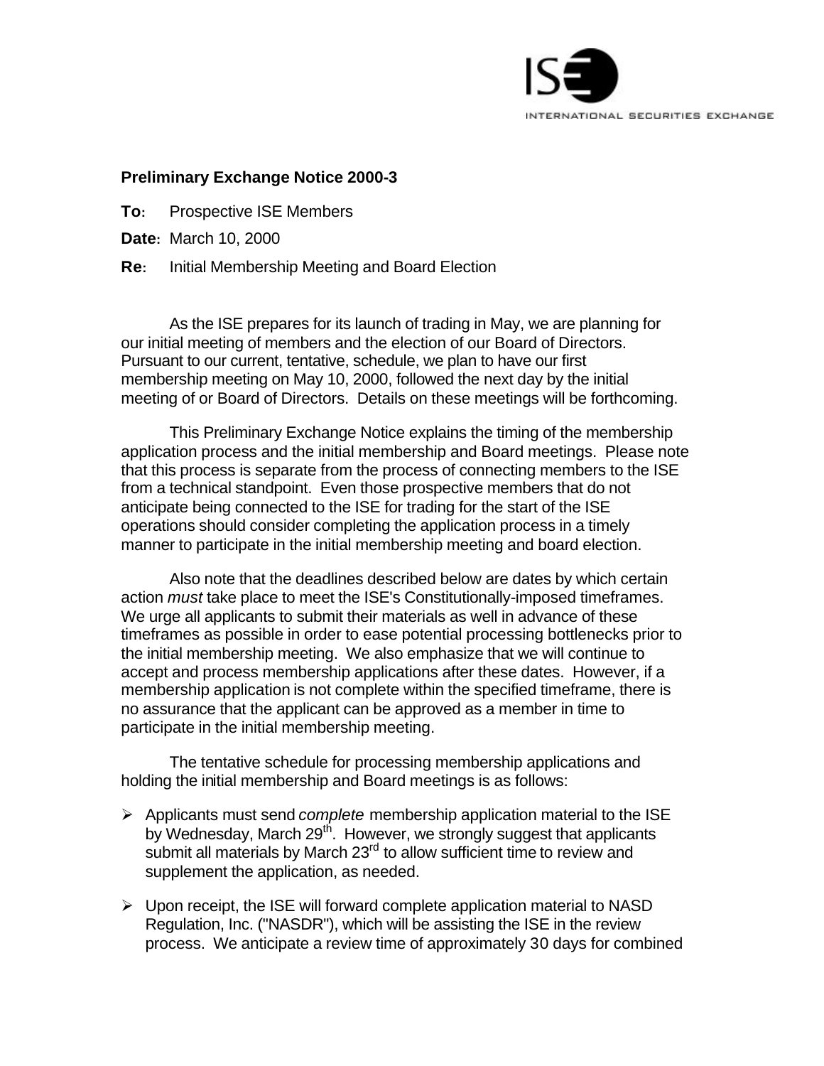ISE INTERNATIONAL SECURITIES EXCHANGE

**Preliminary Exchange Notice 2000-3**

**To:** Prospective ISE Members

**Date:** March 10, 2000

**Re:** Initial Membership Meeting and Board Election

As the ISE prepares for its launch of trading in May, we are planning for our initial meeting of members and the election of our Board of Directors. Pursuant to our current, tentative, schedule, we plan to have our first membership meeting on May 10, 2000, followed the next day by the initial meeting of or Board of Directors. Details on these meetings will be forthcoming.

This Preliminary Exchange Notice explains the timing of the membership application process and the initial membership and Board meetings. Please note that this process is separate from the process of connecting members to the ISE from a technical standpoint. Even those prospective members that do not anticipate being connected to the ISE for trading for the start of the ISE operations should consider completing the application process in a timely manner to participate in the initial membership meeting and board election.

Also note that the deadlines described below are dates by which certain action *must* take place to meet the ISE's Constitutionally-imposed timeframes. We urge all applicants to submit their materials as well in advance of these timeframes as possible in order to ease potential processing bottlenecks prior to the initial membership meeting. We also emphasize that we will continue to accept and process membership applications after these dates. However, if a membership application is not complete within the specified timeframe, there is no assurance that the applicant can be approved as a member in time to participate in the initial membership meeting.

The tentative schedule for processing membership applications and holding the initial membership and Board meetings is as follows:

- Applicants must send *complete* membership application material to the ISE by Wednesday, March 29th. However, we strongly suggest that applicants submit all materials by March 23rd to allow sufficient time to review and supplement the application, as needed.
- Upon receipt, the ISE will forward complete application material to NASD Regulation, Inc. ("NASDR"), which will be assisting the ISE in the review process. We anticipate a review time of approximately 30 days for combined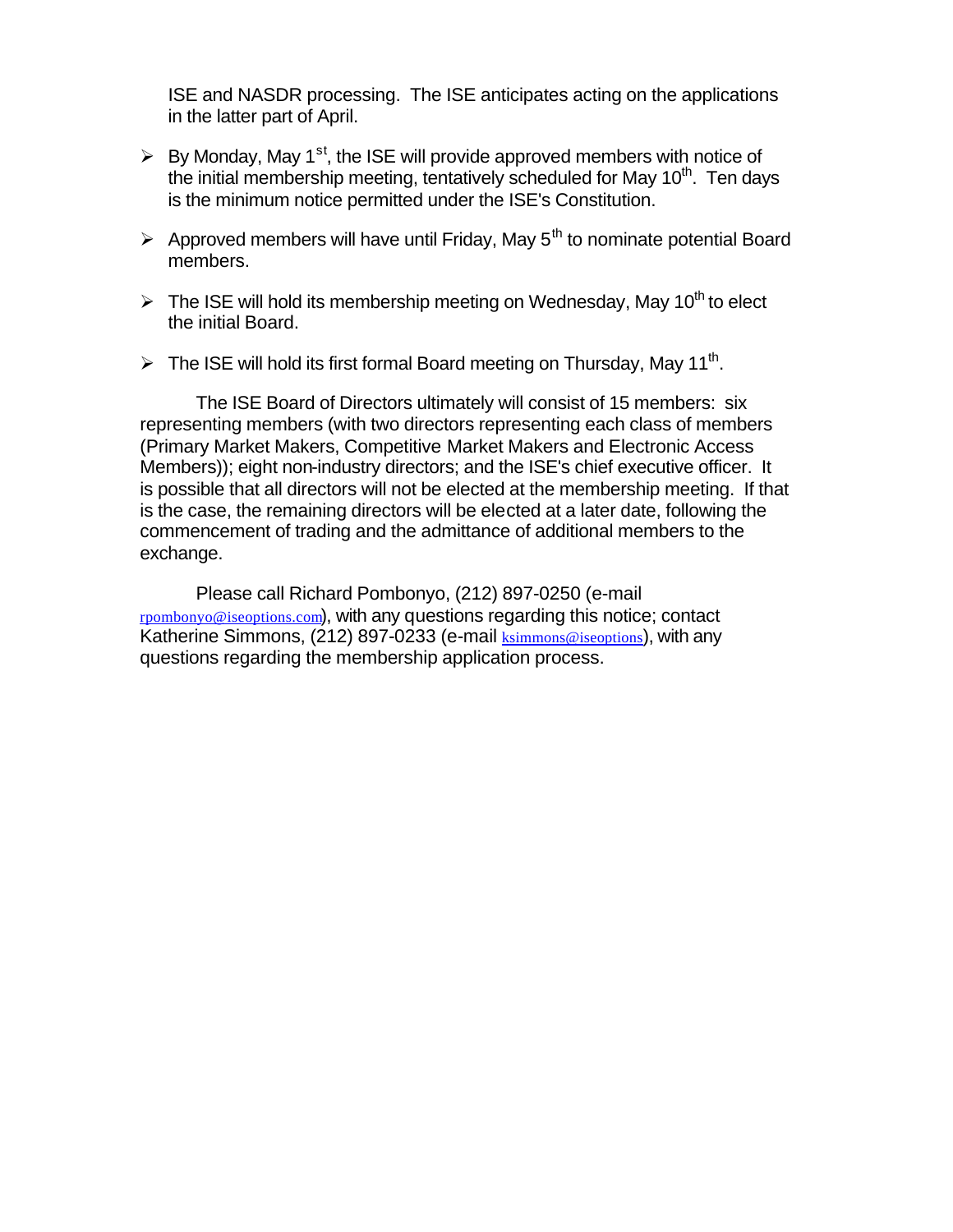ISE and NASDR processing. The ISE anticipates acting on the applications in the latter part of April.

- By Monday, May 1st, the ISE will provide approved members with notice of the initial membership meeting, tentatively scheduled for May 10th. Ten days is the minimum notice permitted under the ISE's Constitution.
- Approved members will have until Friday, May 5th to nominate potential Board members.
- The ISE will hold its membership meeting on Wednesday, May 10th to elect the initial Board.
- The ISE will hold its first formal Board meeting on Thursday, May 11th.

The ISE Board of Directors ultimately will consist of 15 members: six representing members (with two directors representing each class of members (Primary Market Makers, Competitive Market Makers and Electronic Access Members)); eight non-industry directors; and the ISE's chief executive officer. It is possible that all directors will not be elected at the membership meeting. If that is the case, the remaining directors will be elected at a later date, following the commencement of trading and the admittance of additional members to the exchange.

Please call Richard Pombonyo, (212) 897-0250 (e-mail rpombonyo@iseoptions.com), with any questions regarding this notice; contact Katherine Simmons, (212) 897-0233 (e-mail ksimmons@iseoptions), with any questions regarding the membership application process.